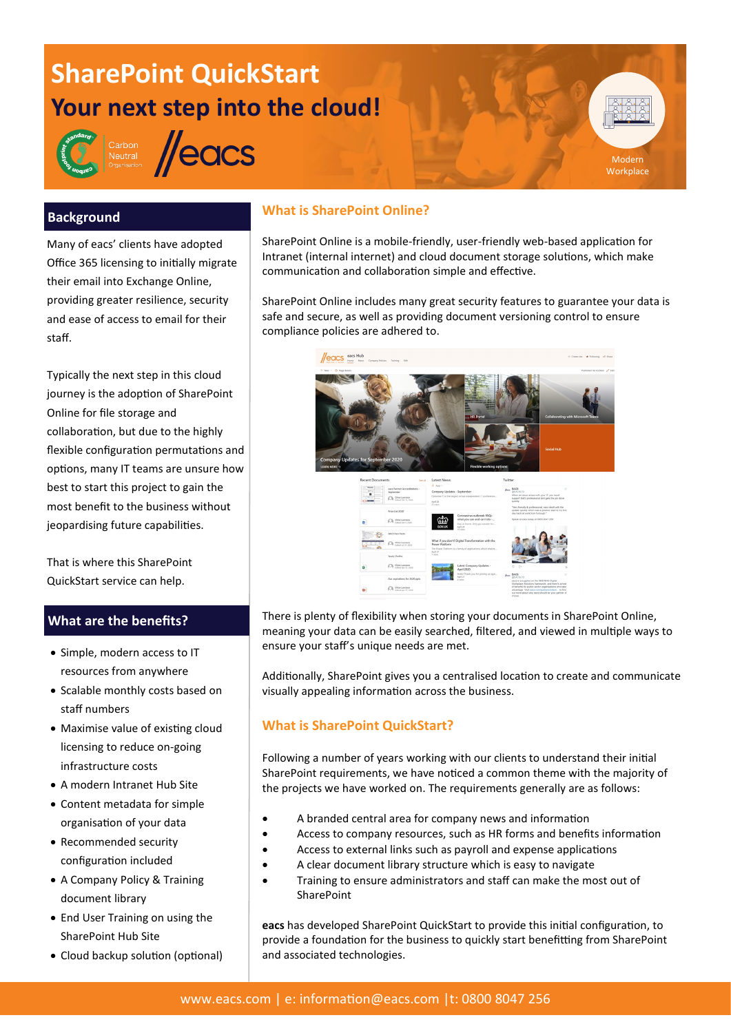# SharePoint QuickStart

## Your next step into the cloud!

Carbon Neutral Organisation

eacs

Modern Workplace

## Background

Many of eacs' clients have adopted Office 365 licensing to initially migrate their email into Exchange Online, providing greater resilience, security and ease of access to email for their staff.

Typically the next step in this cloud journey is the adoption of SharePoint Online for file storage and collaboration, but due to the highly flexible configuration permutations and options, many IT teams are unsure how best to start this project to gain the most benefit to the business without jeopardising future capabilities.

That is where this SharePoint QuickStart service can help.

## What are the benefits?

- Simple, modern access to IT resources from anywhere
- Scalable monthly costs based on staff numbers
- Maximise value of existing cloud licensing to reduce on-going infrastructure costs
- A modern Intranet Hub Site
- Content metadata for simple organisation of your data
- Recommended security configuration included
- A Company Policy & Training document library
- End User Training on using the SharePoint Hub Site
- Cloud backup solution (optional)

## What is SharePoint Online?

SharePoint Online is a mobile-friendly, user-friendly web-based application for Intranet (internal internet) and cloud document storage solutions, which make communication and collaboration simple and effective.

SharePoint Online includes many great security features to guarantee your data is safe and secure, as well as providing document versioning control to ensure compliance policies are adhered to.

There is plenty of flexibility when storing your documents in SharePoint Online, meaning your data can be easily searched, filtered, and viewed in multiple ways to ensure your staff's unique needs are met.

Additionally, SharePoint gives you a centralised location to create and communicate visually appealing information across the business.

## What is SharePoint QuickStart?

Following a number of years working with our clients to understand their initial SharePoint requirements, we have noticed a common theme with the majority of the projects we have worked on. The requirements generally are as follows:

- A branded central area for company news and information
- Access to company resources, such as HR forms and benefits information
- Access to external links such as payroll and expense applications
- A clear document library structure which is easy to navigate
- Training to ensure administrators and staff can make the most out of SharePoint

**eacs** has developed SharePoint QuickStart to provide this initial configuration, to provide a foundation for the business to quickly start benefitting from SharePoint and associated technologies.

www.eacs.com | e: information@eacs.com | t: 0800 8047 256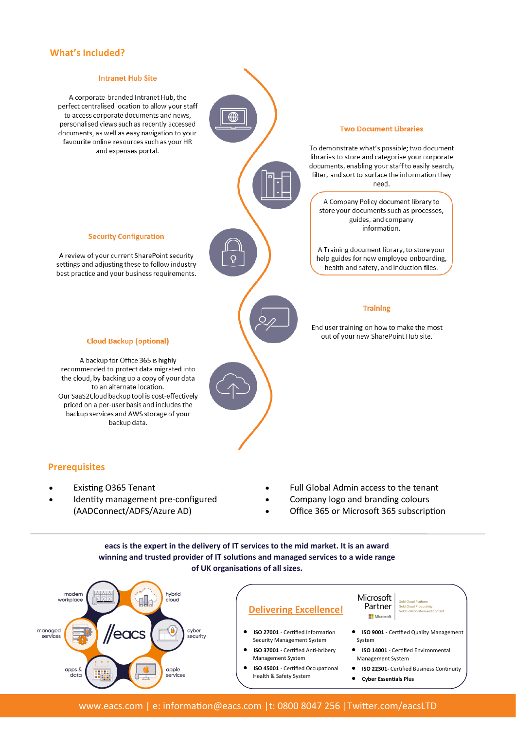## What's Included?

### Intranet Hub Site

A corporate-branded Intranet Hub, the perfect centralised location to allow your staff to access corporate documents and news, personalised views such as recently accessed documents, as well as easy navigation to your favourite online resources such as your HR and expenses portal.

### Two Document Libraries

To demonstrate what's possible; two document libraries to store and categorise your corporate documents, enabling your staff to easily search, filter, and sort to surface the information they need.

A Company Policy document library to store your documents such as processes, guides, and company information.

A Training document library, to store your help guides for new employee onboarding, health and safety, and induction files.

### Security Configuration

A review of your current SharePoint security settings and adjusting these to follow industry best practice and your business requirements.

### Training

End user training on how to make the most out of your new SharePoint Hub site.

### Cloud Backup (optional)

A backup for Office 365 is highly recommended to protect data migrated into the cloud, by backing up a copy of your data to an alternate location.
Our SaaS2Cloud backup tool is cost-effectively priced on a per-user basis and includes the backup services and AWS storage of your backup data.

## Prerequisites

- Existing O365 Tenant
- Identity management pre-configured (AADConnect/ADFS/Azure AD)
- Full Global Admin access to the tenant
- Company logo and branding colours
- Office 365 or Microsoft 365 subscription

---

**eacs is the expert in the delivery of IT services to the mid market. It is an award winning and trusted provider of IT solutions and managed services to a wide range of UK organisations of all sizes.**

modern workplace
hybrid cloud
managed services
//eacs
cyber security
apps & data
apple services

### Delivering Excellence!

Microsoft Partner
Gold Cloud Platform
Gold Cloud Productivity
Gold Collaboration and Content
Microsoft

- **ISO 27001** - Certified Information Security Management System
- **ISO 37001** - Certified Anti-bribery Management System
- **ISO 45001** - Certified Occupational Health & Safety System
- **ISO 9001** - Certified Quality Management System
- **ISO 14001** - Certified Environmental Management System
- **ISO 22301**- Certified Business Continuity
- **Cyber Essentials Plus**

www.eacs.com | e: information@eacs.com |t: 0800 8047 256 |Twitter.com/eacsLTD